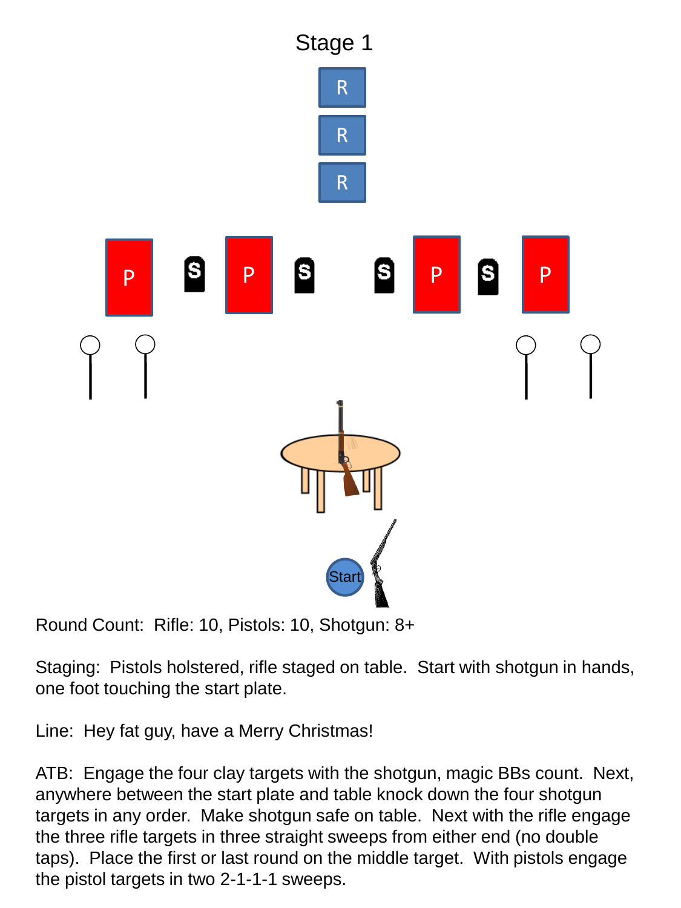# Stage 1

Round Count: Rifle: 10, Pistols: 10, Shotgun: 8+

Staging: Pistols holstered, rifle staged on table. Start with shotgun in hands, one foot touching the start plate.

Line: Hey fat guy, have a Merry Christmas!

ATB: Engage the four clay targets with the shotgun, magic BBs count. Next, anywhere between the start plate and table knock down the four shotgun targets in any order. Make shotgun safe on table. Next with the rifle engage the three rifle targets in three straight sweeps from either end (no double taps). Place the first or last round on the middle target. With pistols engage the pistol targets in two 2-1-1-1 sweeps.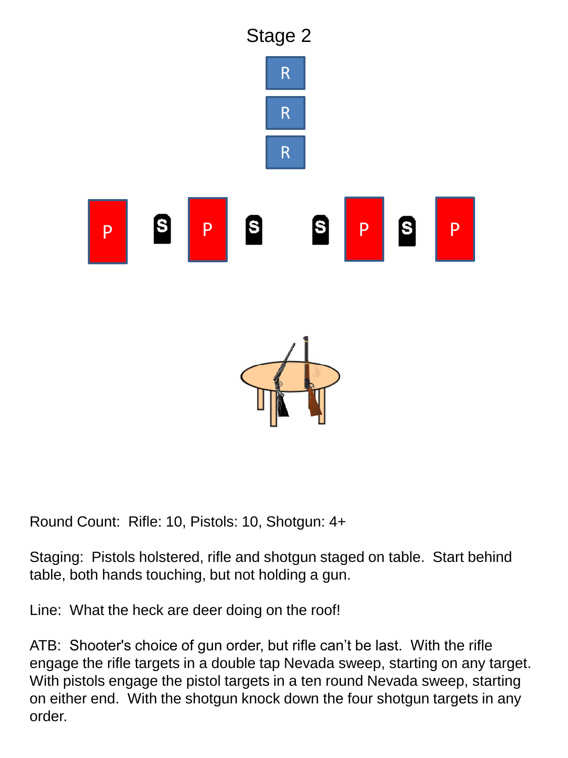# Stage 2

Round Count: Rifle: 10, Pistols: 10, Shotgun: 4+

Staging: Pistols holstered, rifle and shotgun staged on table. Start behind table, both hands touching, but not holding a gun.

Line: What the heck are deer doing on the roof!

ATB: Shooter's choice of gun order, but rifle can't be last. With the rifle engage the rifle targets in a double tap Nevada sweep, starting on any target. With pistols engage the pistol targets in a ten round Nevada sweep, starting on either end. With the shotgun knock down the four shotgun targets in any order.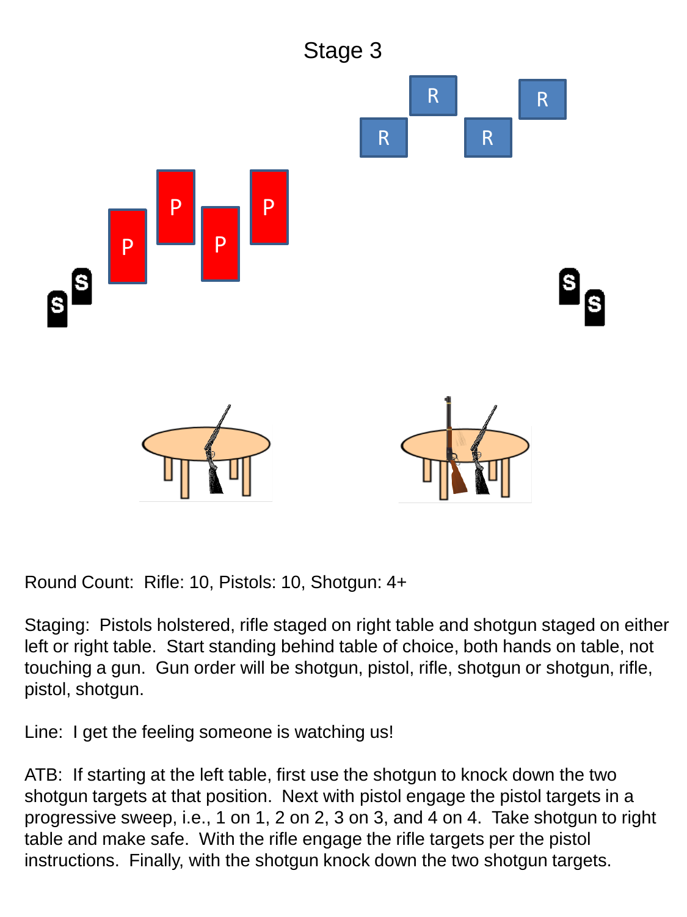# Stage 3

Round Count: Rifle: 10, Pistols: 10, Shotgun: 4+

Staging: Pistols holstered, rifle staged on right table and shotgun staged on either left or right table. Start standing behind table of choice, both hands on table, not touching a gun. Gun order will be shotgun, pistol, rifle, shotgun or shotgun, rifle, pistol, shotgun.

Line: I get the feeling someone is watching us!

ATB: If starting at the left table, first use the shotgun to knock down the two shotgun targets at that position. Next with pistol engage the pistol targets in a progressive sweep, i.e., 1 on 1, 2 on 2, 3 on 3, and 4 on 4. Take shotgun to right table and make safe. With the rifle engage the rifle targets per the pistol instructions. Finally, with the shotgun knock down the two shotgun targets.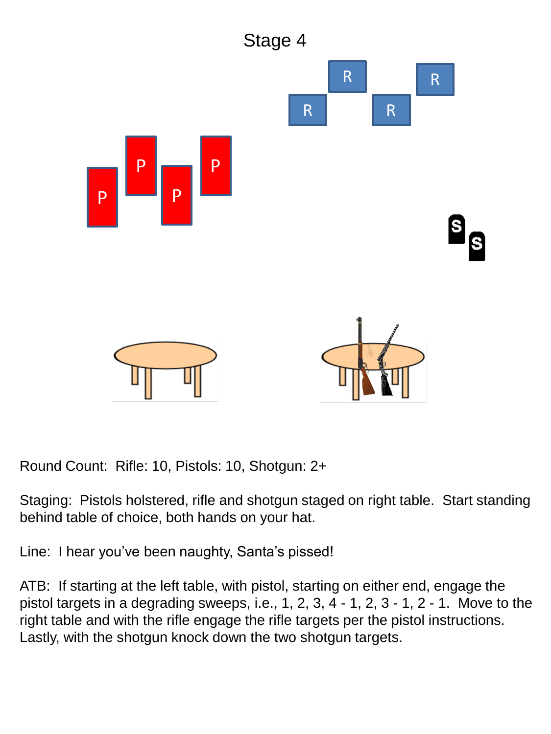# Stage 4

Round Count: Rifle: 10, Pistols: 10, Shotgun: 2+

Staging: Pistols holstered, rifle and shotgun staged on right table. Start standing behind table of choice, both hands on your hat.

Line: I hear you've been naughty, Santa's pissed!

ATB: If starting at the left table, with pistol, starting on either end, engage the pistol targets in a degrading sweeps, i.e., 1, 2, 3, 4 - 1, 2, 3 - 1, 2 - 1. Move to the right table and with the rifle engage the rifle targets per the pistol instructions. Lastly, with the shotgun knock down the two shotgun targets.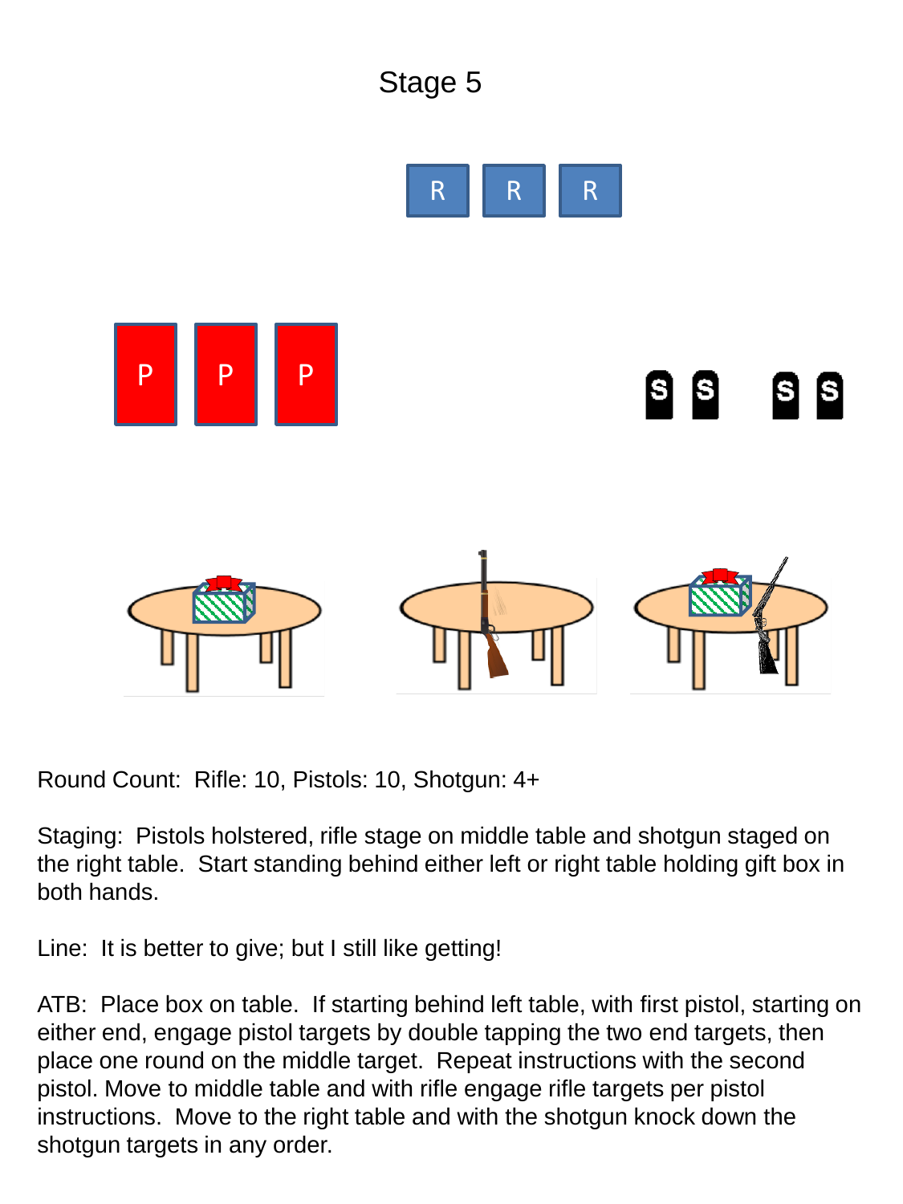# Stage 5

Round Count: Rifle: 10, Pistols: 10, Shotgun: 4+

Staging: Pistols holstered, rifle stage on middle table and shotgun staged on the right table. Start standing behind either left or right table holding gift box in both hands.

Line: It is better to give; but I still like getting!

ATB: Place box on table. If starting behind left table, with first pistol, starting on either end, engage pistol targets by double tapping the two end targets, then place one round on the middle target. Repeat instructions with the second pistol. Move to middle table and with rifle engage rifle targets per pistol instructions. Move to the right table and with the shotgun knock down the shotgun targets in any order.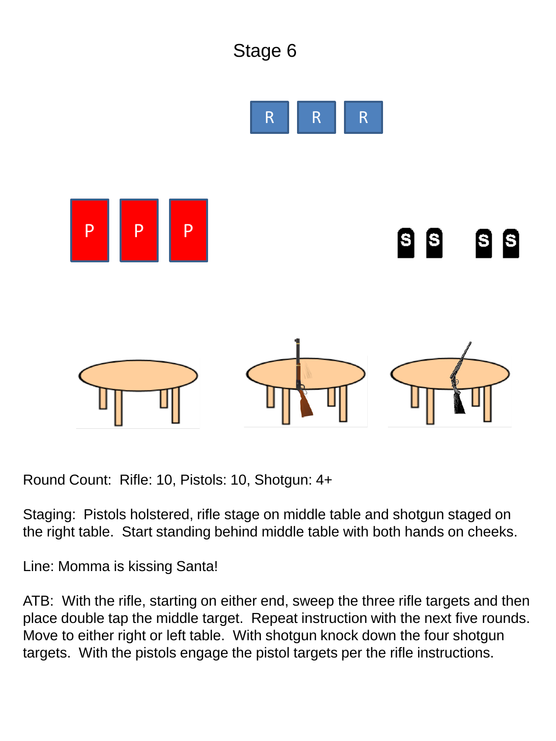# Stage 6

R R R

P P P

S S S S

Round Count: Rifle: 10, Pistols: 10, Shotgun: 4+

Staging: Pistols holstered, rifle stage on middle table and shotgun staged on the right table. Start standing behind middle table with both hands on cheeks.

Line: Momma is kissing Santa!

ATB: With the rifle, starting on either end, sweep the three rifle targets and then place double tap the middle target. Repeat instruction with the next five rounds. Move to either right or left table. With shotgun knock down the four shotgun targets. With the pistols engage the pistol targets per the rifle instructions.